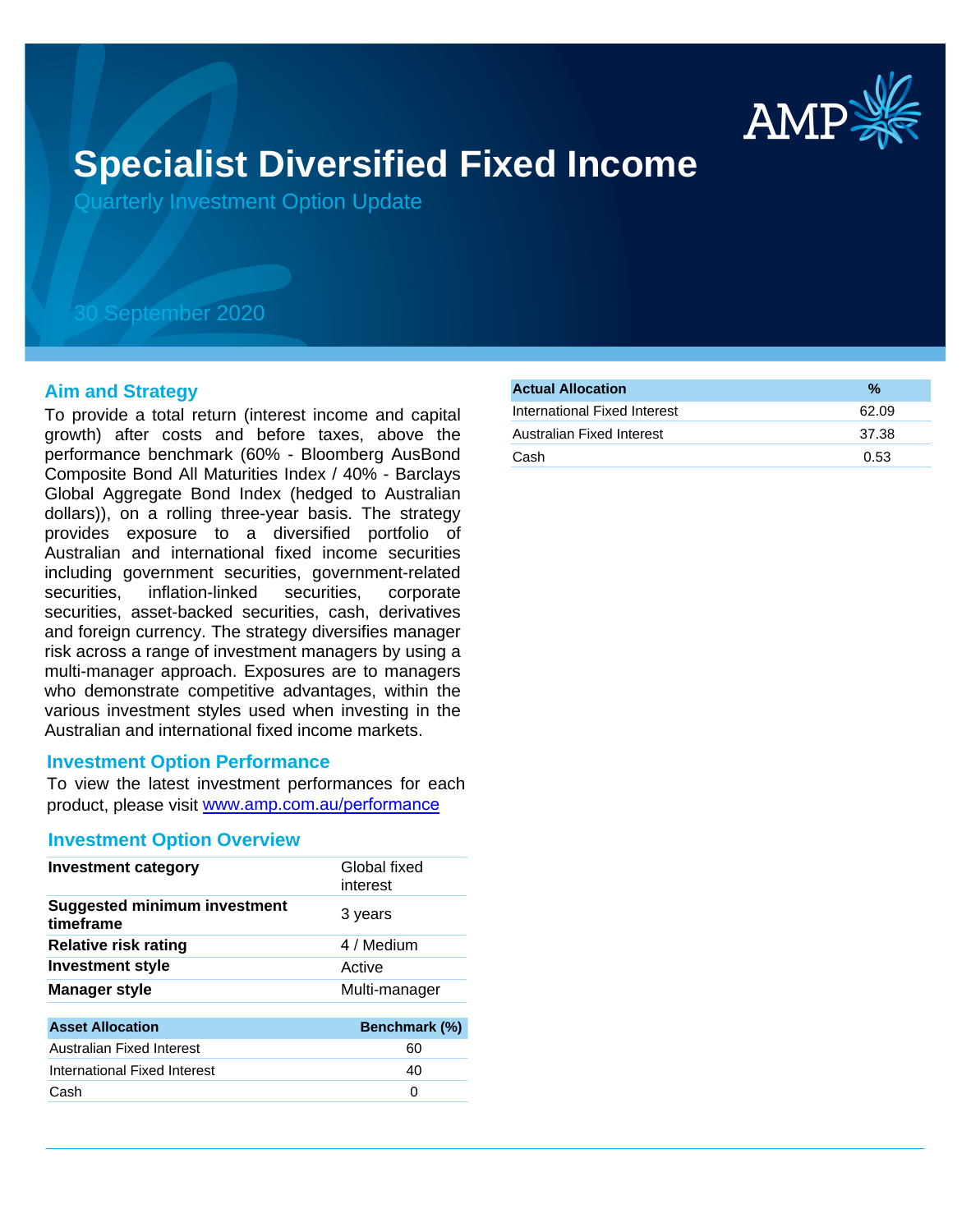# Specialist Diversified Fixed Income

Quarterly Investment Option Update

30 September 2020

## Aim and Strategy

To provide a total return (interest income and capital growth) after costs and before taxes, above the performance benchmark (60% - Bloomberg AusBond Composite Bond All Maturities Index / 40% - Barclays Global Aggregate Bond Index (hedged to Australian dollars)), on a rolling three-year basis. The strategy provides exposure to a diversified portfolio of Australian and international fixed income securities including government securities, government-related securities, inflation-linked securities, corporate securities, asset-backed securities, cash, derivatives and foreign currency. The strategy diversifies manager risk across a range of investment managers by using a multi-manager approach. Exposures are to managers who demonstrate competitive advantages, within the various investment styles used when investing in the Australian and international fixed income markets.

## Investment Option Performance

To view the latest investment performances for each product, please visit www.amp.com.au/performance

## Investment Option Overview

| | |
|---|---|
| **Investment category** | Global fixed interest |
| **Suggested minimum investment timeframe** | 3 years |
| **Relative risk rating** | 4 / Medium |
| **Investment style** | Active |
| **Manager style** | Multi-manager |

| Asset Allocation | Benchmark (%) |
|---|---|
| Australian Fixed Interest | 60 |
| International Fixed Interest | 40 |
| Cash | 0 |

| Actual Allocation | % |
|---|---|
| International Fixed Interest | 62.09 |
| Australian Fixed Interest | 37.38 |
| Cash | 0.53 |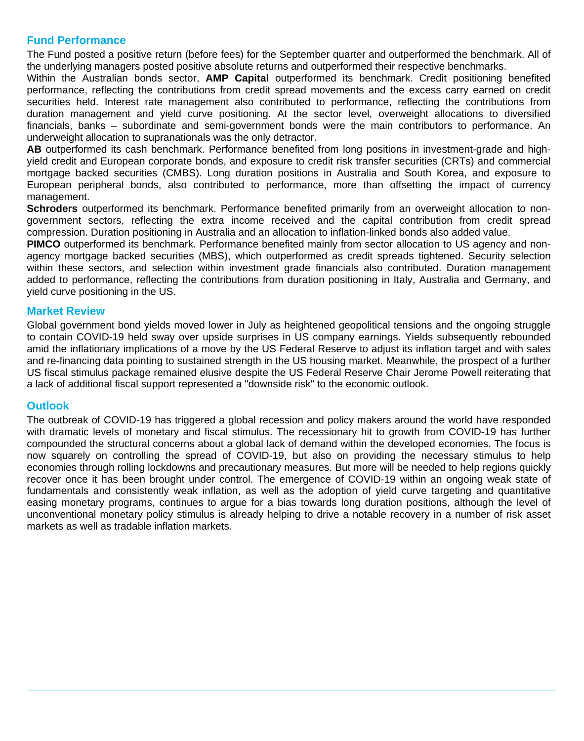## Fund Performance

The Fund posted a positive return (before fees) for the September quarter and outperformed the benchmark. All of the underlying managers posted positive absolute returns and outperformed their respective benchmarks.

Within the Australian bonds sector, **AMP Capital** outperformed its benchmark. Credit positioning benefited performance, reflecting the contributions from credit spread movements and the excess carry earned on credit securities held. Interest rate management also contributed to performance, reflecting the contributions from duration management and yield curve positioning. At the sector level, overweight allocations to diversified financials, banks – subordinate and semi-government bonds were the main contributors to performance. An underweight allocation to supranationals was the only detractor.

**AB** outperformed its cash benchmark. Performance benefited from long positions in investment-grade and high-yield credit and European corporate bonds, and exposure to credit risk transfer securities (CRTs) and commercial mortgage backed securities (CMBS). Long duration positions in Australia and South Korea, and exposure to European peripheral bonds, also contributed to performance, more than offsetting the impact of currency management.

**Schroders** outperformed its benchmark. Performance benefited primarily from an overweight allocation to non-government sectors, reflecting the extra income received and the capital contribution from credit spread compression. Duration positioning in Australia and an allocation to inflation-linked bonds also added value.

**PIMCO** outperformed its benchmark. Performance benefited mainly from sector allocation to US agency and non-agency mortgage backed securities (MBS), which outperformed as credit spreads tightened. Security selection within these sectors, and selection within investment grade financials also contributed. Duration management added to performance, reflecting the contributions from duration positioning in Italy, Australia and Germany, and yield curve positioning in the US.

## Market Review

Global government bond yields moved lower in July as heightened geopolitical tensions and the ongoing struggle to contain COVID-19 held sway over upside surprises in US company earnings. Yields subsequently rebounded amid the inflationary implications of a move by the US Federal Reserve to adjust its inflation target and with sales and re-financing data pointing to sustained strength in the US housing market. Meanwhile, the prospect of a further US fiscal stimulus package remained elusive despite the US Federal Reserve Chair Jerome Powell reiterating that a lack of additional fiscal support represented a "downside risk" to the economic outlook.

## Outlook

The outbreak of COVID-19 has triggered a global recession and policy makers around the world have responded with dramatic levels of monetary and fiscal stimulus. The recessionary hit to growth from COVID-19 has further compounded the structural concerns about a global lack of demand within the developed economies. The focus is now squarely on controlling the spread of COVID-19, but also on providing the necessary stimulus to help economies through rolling lockdowns and precautionary measures. But more will be needed to help regions quickly recover once it has been brought under control. The emergence of COVID-19 within an ongoing weak state of fundamentals and consistently weak inflation, as well as the adoption of yield curve targeting and quantitative easing monetary programs, continues to argue for a bias towards long duration positions, although the level of unconventional monetary policy stimulus is already helping to drive a notable recovery in a number of risk asset markets as well as tradable inflation markets.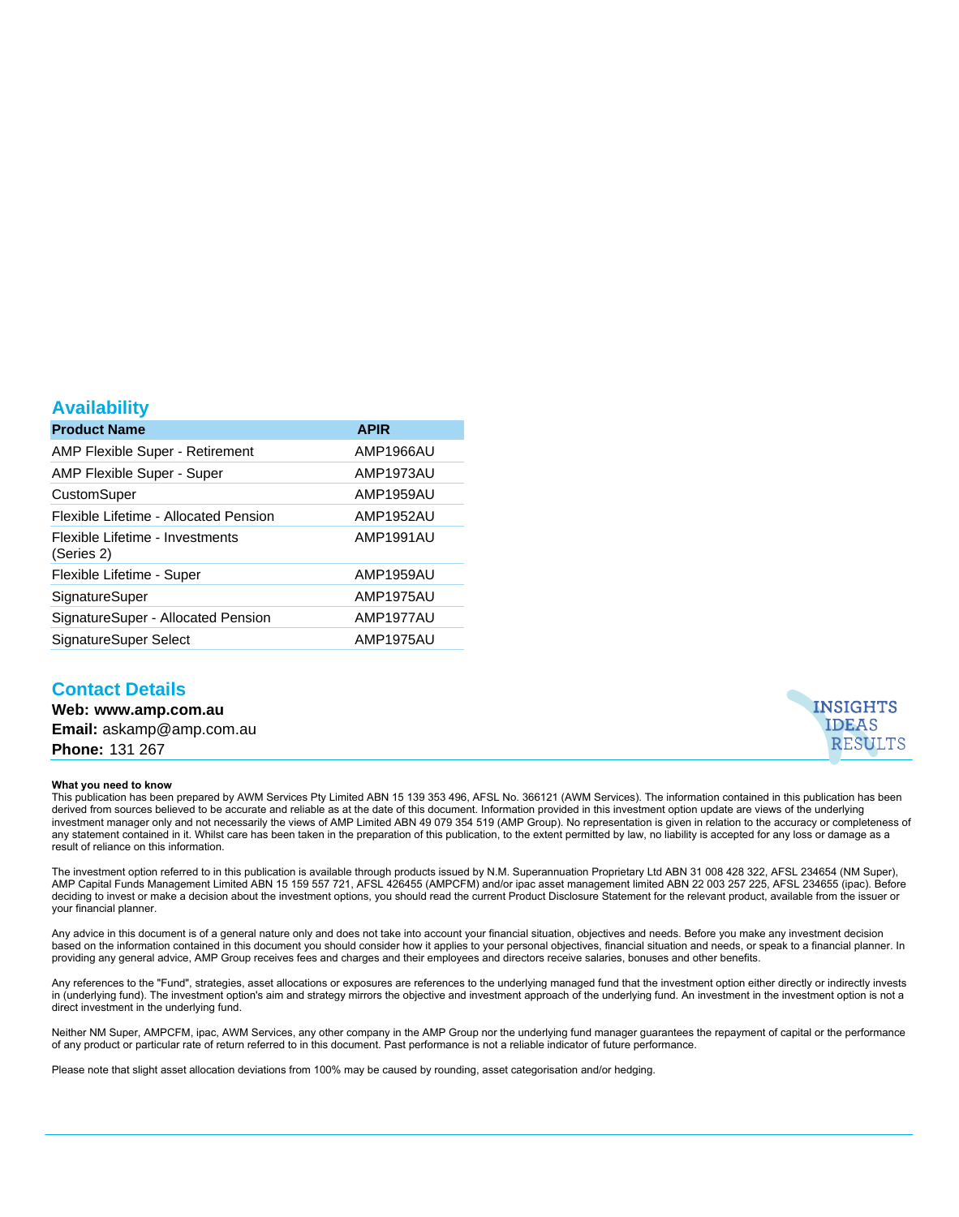## Availability

| Product Name | APIR |
|---|---|
| AMP Flexible Super - Retirement | AMP1966AU |
| AMP Flexible Super - Super | AMP1973AU |
| CustomSuper | AMP1959AU |
| Flexible Lifetime - Allocated Pension | AMP1952AU |
| Flexible Lifetime - Investments (Series 2) | AMP1991AU |
| Flexible Lifetime - Super | AMP1959AU |
| SignatureSuper | AMP1975AU |
| SignatureSuper - Allocated Pension | AMP1977AU |
| SignatureSuper Select | AMP1975AU |

## Contact Details

**Web: www.amp.com.au**
**Email:** askamp@amp.com.au
**Phone:** 131 267

INSIGHTS
IDEAS
RESULTS

**What you need to know**

This publication has been prepared by AWM Services Pty Limited ABN 15 139 353 496, AFSL No. 366121 (AWM Services). The information contained in this publication has been derived from sources believed to be accurate and reliable as at the date of this document. Information provided in this investment option update are views of the underlying investment manager only and not necessarily the views of AMP Limited ABN 49 079 354 519 (AMP Group). No representation is given in relation to the accuracy or completeness of any statement contained in it. Whilst care has been taken in the preparation of this publication, to the extent permitted by law, no liability is accepted for any loss or damage as a result of reliance on this information.

The investment option referred to in this publication is available through products issued by N.M. Superannuation Proprietary Ltd ABN 31 008 428 322, AFSL 234654 (NM Super), AMP Capital Funds Management Limited ABN 15 159 557 721, AFSL 426455 (AMPCFM) and/or ipac asset management limited ABN 22 003 257 225, AFSL 234655 (ipac). Before deciding to invest or make a decision about the investment options, you should read the current Product Disclosure Statement for the relevant product, available from the issuer or your financial planner.

Any advice in this document is of a general nature only and does not take into account your financial situation, objectives and needs. Before you make any investment decision based on the information contained in this document you should consider how it applies to your personal objectives, financial situation and needs, or speak to a financial planner. In providing any general advice, AMP Group receives fees and charges and their employees and directors receive salaries, bonuses and other benefits.

Any references to the "Fund", strategies, asset allocations or exposures are references to the underlying managed fund that the investment option either directly or indirectly invests in (underlying fund). The investment option's aim and strategy mirrors the objective and investment approach of the underlying fund. An investment in the investment option is not a direct investment in the underlying fund.

Neither NM Super, AMPCFM, ipac, AWM Services, any other company in the AMP Group nor the underlying fund manager guarantees the repayment of capital or the performance of any product or particular rate of return referred to in this document. Past performance is not a reliable indicator of future performance.

Please note that slight asset allocation deviations from 100% may be caused by rounding, asset categorisation and/or hedging.